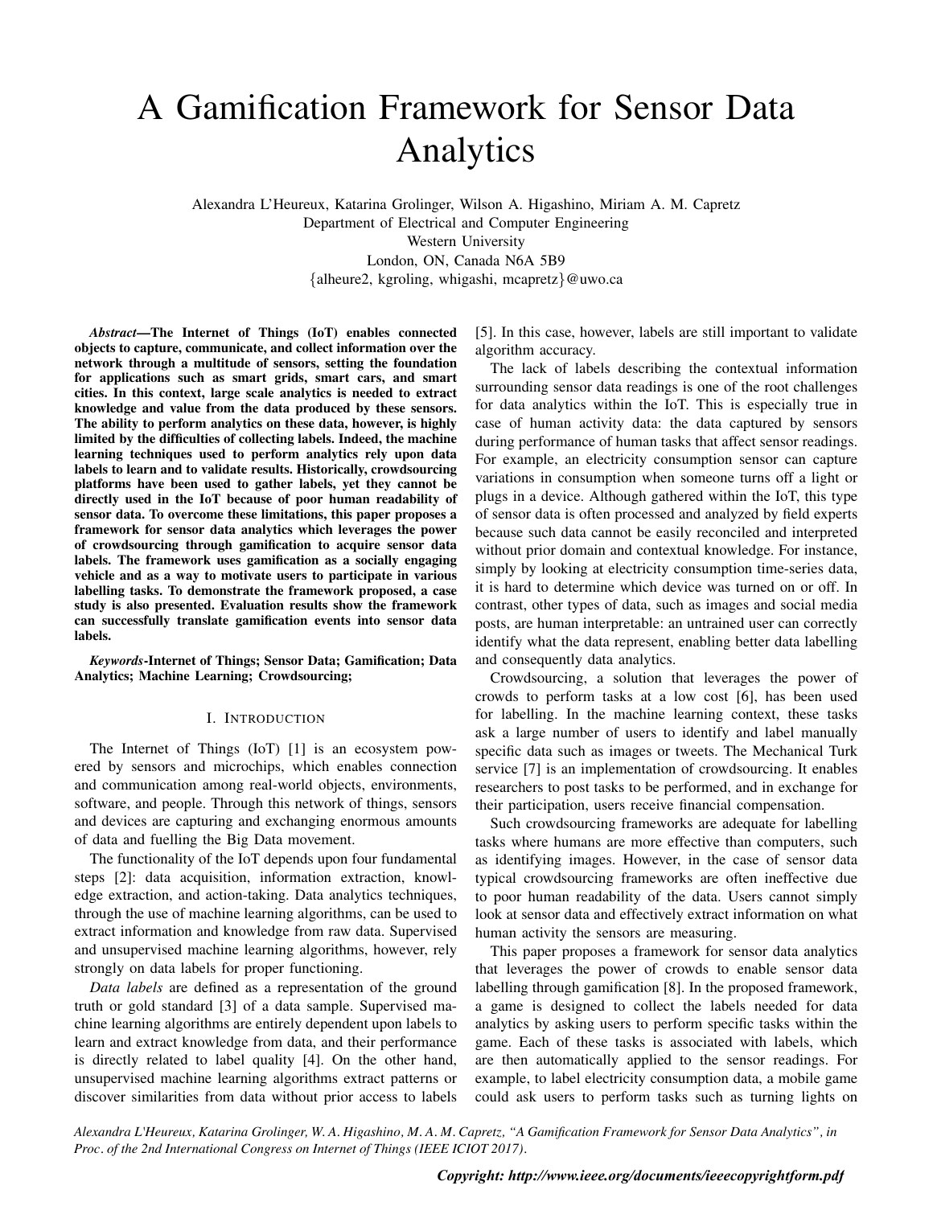# A Gamification Framework for Sensor Data Analytics

Alexandra L'Heureux, Katarina Grolinger, Wilson A. Higashino, Miriam A. M. Capretz
Department of Electrical and Computer Engineering
Western University
London, ON, Canada N6A 5B9
{alheure2, kgroling, whigashi, mcapretz}@uwo.ca

***Abstract*—The Internet of Things (IoT) enables connected objects to capture, communicate, and collect information over the network through a multitude of sensors, setting the foundation for applications such as smart grids, smart cars, and smart cities. In this context, large scale analytics is needed to extract knowledge and value from the data produced by these sensors. The ability to perform analytics on these data, however, is highly limited by the difficulties of collecting labels. Indeed, the machine learning techniques used to perform analytics rely upon data labels to learn and to validate results. Historically, crowdsourcing platforms have been used to gather labels, yet they cannot be directly used in the IoT because of poor human readability of sensor data. To overcome these limitations, this paper proposes a framework for sensor data analytics which leverages the power of crowdsourcing through gamification to acquire sensor data labels. The framework uses gamification as a socially engaging vehicle and as a way to motivate users to participate in various labelling tasks. To demonstrate the framework proposed, a case study is also presented. Evaluation results show the framework can successfully translate gamification events into sensor data labels.**

***Keywords*-Internet of Things; Sensor Data; Gamification; Data Analytics; Machine Learning; Crowdsourcing;**

## I. Introduction

The Internet of Things (IoT) [1] is an ecosystem powered by sensors and microchips, which enables connection and communication among real-world objects, environments, software, and people. Through this network of things, sensors and devices are capturing and exchanging enormous amounts of data and fuelling the Big Data movement.

The functionality of the IoT depends upon four fundamental steps [2]: data acquisition, information extraction, knowledge extraction, and action-taking. Data analytics techniques, through the use of machine learning algorithms, can be used to extract information and knowledge from raw data. Supervised and unsupervised machine learning algorithms, however, rely strongly on data labels for proper functioning.

*Data labels* are defined as a representation of the ground truth or gold standard [3] of a data sample. Supervised machine learning algorithms are entirely dependent upon labels to learn and extract knowledge from data, and their performance is directly related to label quality [4]. On the other hand, unsupervised machine learning algorithms extract patterns or discover similarities from data without prior access to labels [5]. In this case, however, labels are still important to validate algorithm accuracy.

The lack of labels describing the contextual information surrounding sensor data readings is one of the root challenges for data analytics within the IoT. This is especially true in case of human activity data: the data captured by sensors during performance of human tasks that affect sensor readings. For example, an electricity consumption sensor can capture variations in consumption when someone turns off a light or plugs in a device. Although gathered within the IoT, this type of sensor data is often processed and analyzed by field experts because such data cannot be easily reconciled and interpreted without prior domain and contextual knowledge. For instance, simply by looking at electricity consumption time-series data, it is hard to determine which device was turned on or off. In contrast, other types of data, such as images and social media posts, are human interpretable: an untrained user can correctly identify what the data represent, enabling better data labelling and consequently data analytics.

Crowdsourcing, a solution that leverages the power of crowds to perform tasks at a low cost [6], has been used for labelling. In the machine learning context, these tasks ask a large number of users to identify and label manually specific data such as images or tweets. The Mechanical Turk service [7] is an implementation of crowdsourcing. It enables researchers to post tasks to be performed, and in exchange for their participation, users receive financial compensation.

Such crowdsourcing frameworks are adequate for labelling tasks where humans are more effective than computers, such as identifying images. However, in the case of sensor data typical crowdsourcing frameworks are often ineffective due to poor human readability of the data. Users cannot simply look at sensor data and effectively extract information on what human activity the sensors are measuring.

This paper proposes a framework for sensor data analytics that leverages the power of crowds to enable sensor data labelling through gamification [8]. In the proposed framework, a game is designed to collect the labels needed for data analytics by asking users to perform specific tasks within the game. Each of these tasks is associated with labels, which are then automatically applied to the sensor readings. For example, to label electricity consumption data, a mobile game could ask users to perform tasks such as turning lights on

*Alexandra L'Heureux, Katarina Grolinger, W. A. Higashino, M. A. M. Capretz, "A Gamification Framework for Sensor Data Analytics", in Proc. of the 2nd International Congress on Internet of Things (IEEE ICIOT 2017).*

***Copyright: http://www.ieee.org/documents/ieeecopyrightform.pdf***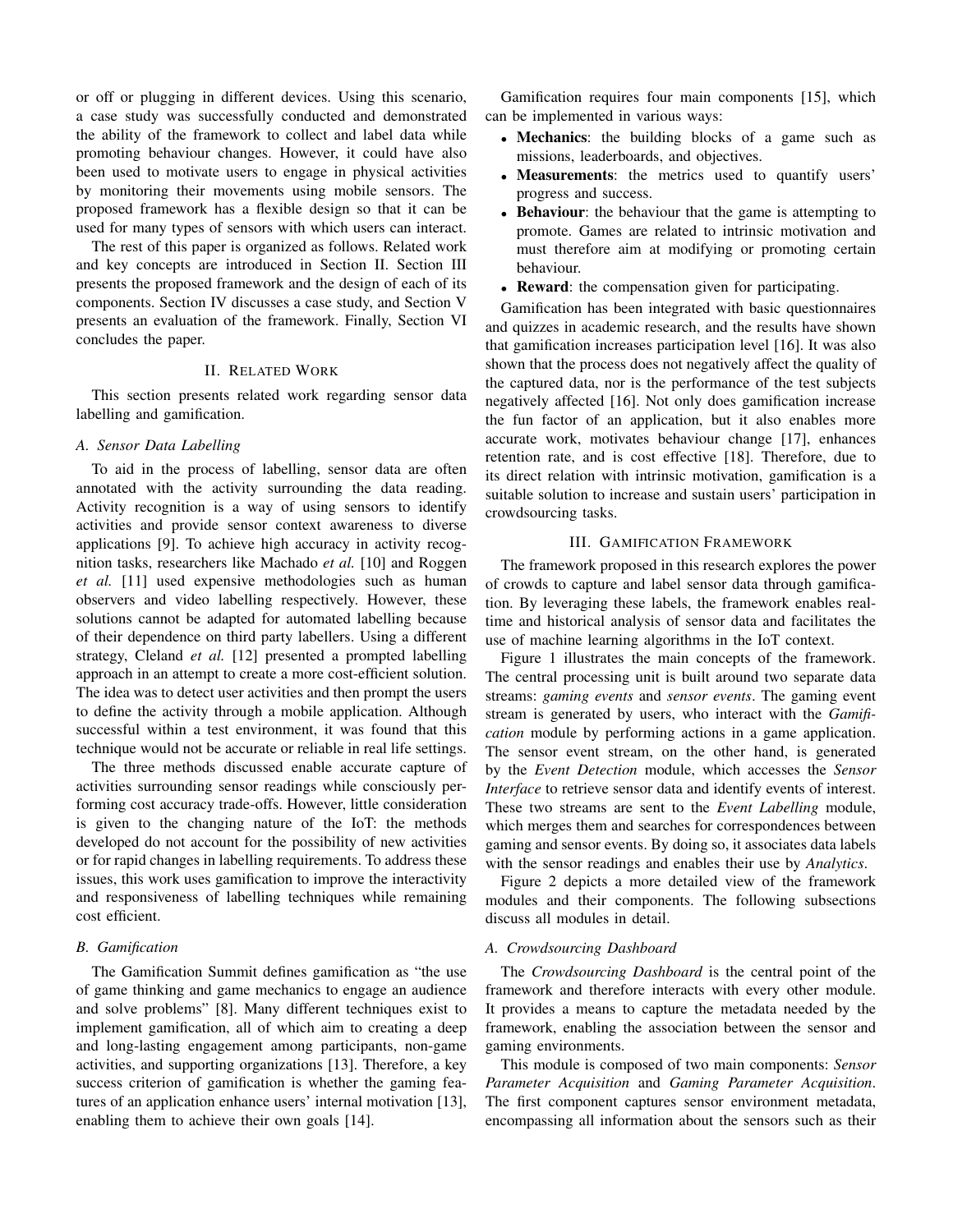or off or plugging in different devices. Using this scenario, a case study was successfully conducted and demonstrated the ability of the framework to collect and label data while promoting behaviour changes. However, it could have also been used to motivate users to engage in physical activities by monitoring their movements using mobile sensors. The proposed framework has a flexible design so that it can be used for many types of sensors with which users can interact.

The rest of this paper is organized as follows. Related work and key concepts are introduced in Section II. Section III presents the proposed framework and the design of each of its components. Section IV discusses a case study, and Section V presents an evaluation of the framework. Finally, Section VI concludes the paper.

## II. Related Work

This section presents related work regarding sensor data labelling and gamification.

### A. Sensor Data Labelling

To aid in the process of labelling, sensor data are often annotated with the activity surrounding the data reading. Activity recognition is a way of using sensors to identify activities and provide sensor context awareness to diverse applications [9]. To achieve high accuracy in activity recognition tasks, researchers like Machado *et al.* [10] and Roggen *et al.* [11] used expensive methodologies such as human observers and video labelling respectively. However, these solutions cannot be adapted for automated labelling because of their dependence on third party labellers. Using a different strategy, Cleland *et al.* [12] presented a prompted labelling approach in an attempt to create a more cost-efficient solution. The idea was to detect user activities and then prompt the users to define the activity through a mobile application. Although successful within a test environment, it was found that this technique would not be accurate or reliable in real life settings.

The three methods discussed enable accurate capture of activities surrounding sensor readings while consciously performing cost accuracy trade-offs. However, little consideration is given to the changing nature of the IoT: the methods developed do not account for the possibility of new activities or for rapid changes in labelling requirements. To address these issues, this work uses gamification to improve the interactivity and responsiveness of labelling techniques while remaining cost efficient.

### B. Gamification

The Gamification Summit defines gamification as "the use of game thinking and game mechanics to engage an audience and solve problems" [8]. Many different techniques exist to implement gamification, all of which aim to creating a deep and long-lasting engagement among participants, non-game activities, and supporting organizations [13]. Therefore, a key success criterion of gamification is whether the gaming features of an application enhance users' internal motivation [13], enabling them to achieve their own goals [14].

Gamification requires four main components [15], which can be implemented in various ways:

- **Mechanics**: the building blocks of a game such as missions, leaderboards, and objectives.
- **Measurements**: the metrics used to quantify users' progress and success.
- **Behaviour**: the behaviour that the game is attempting to promote. Games are related to intrinsic motivation and must therefore aim at modifying or promoting certain behaviour.
- **Reward**: the compensation given for participating.

Gamification has been integrated with basic questionnaires and quizzes in academic research, and the results have shown that gamification increases participation level [16]. It was also shown that the process does not negatively affect the quality of the captured data, nor is the performance of the test subjects negatively affected [16]. Not only does gamification increase the fun factor of an application, but it also enables more accurate work, motivates behaviour change [17], enhances retention rate, and is cost effective [18]. Therefore, due to its direct relation with intrinsic motivation, gamification is a suitable solution to increase and sustain users' participation in crowdsourcing tasks.

## III. Gamification Framework

The framework proposed in this research explores the power of crowds to capture and label sensor data through gamification. By leveraging these labels, the framework enables real-time and historical analysis of sensor data and facilitates the use of machine learning algorithms in the IoT context.

Figure 1 illustrates the main concepts of the framework. The central processing unit is built around two separate data streams: *gaming events* and *sensor events*. The gaming event stream is generated by users, who interact with the *Gamification* module by performing actions in a game application. The sensor event stream, on the other hand, is generated by the *Event Detection* module, which accesses the *Sensor Interface* to retrieve sensor data and identify events of interest. These two streams are sent to the *Event Labelling* module, which merges them and searches for correspondences between gaming and sensor events. By doing so, it associates data labels with the sensor readings and enables their use by *Analytics*.

Figure 2 depicts a more detailed view of the framework modules and their components. The following subsections discuss all modules in detail.

### A. Crowdsourcing Dashboard

The *Crowdsourcing Dashboard* is the central point of the framework and therefore interacts with every other module. It provides a means to capture the metadata needed by the framework, enabling the association between the sensor and gaming environments.

This module is composed of two main components: *Sensor Parameter Acquisition* and *Gaming Parameter Acquisition*. The first component captures sensor environment metadata, encompassing all information about the sensors such as their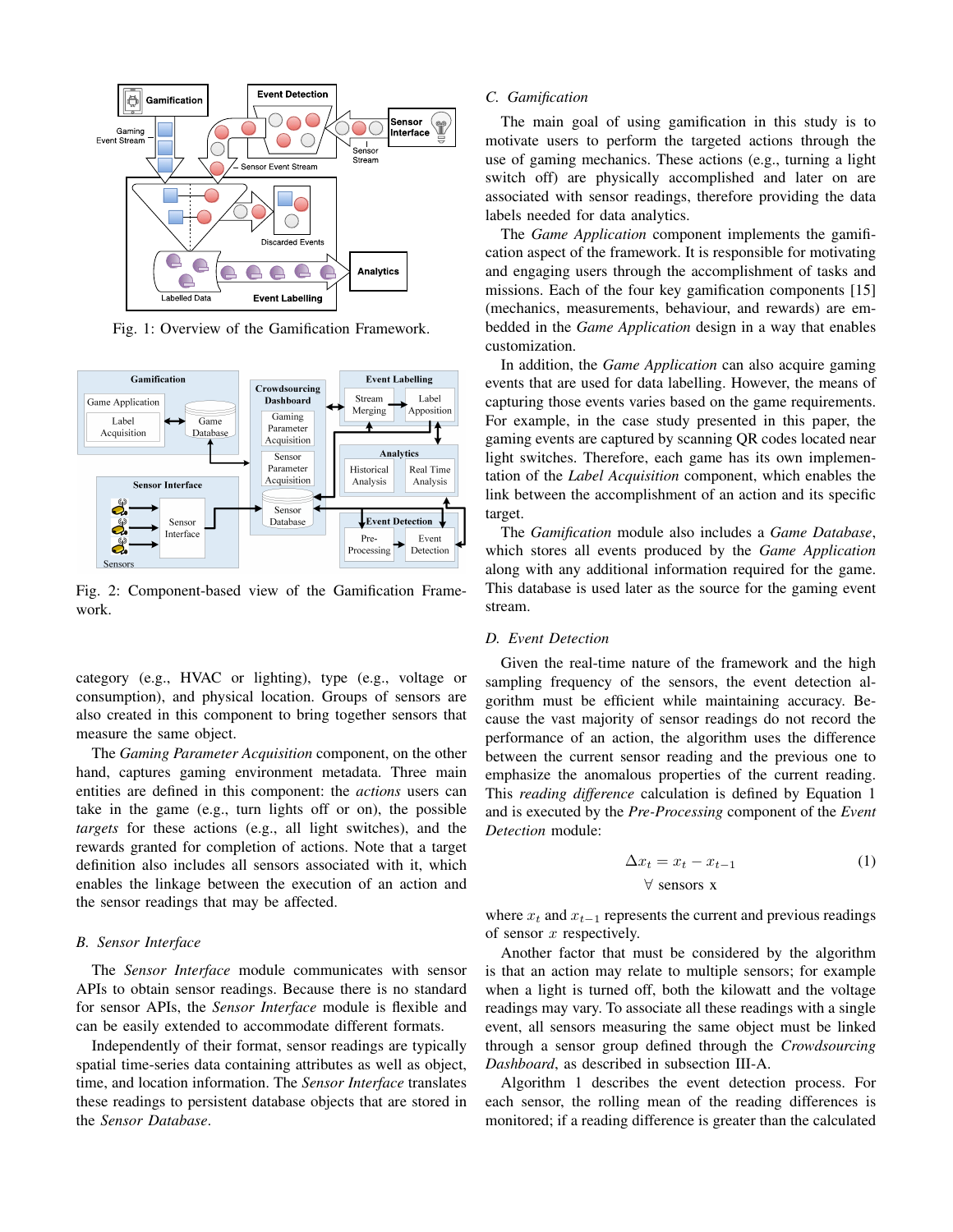Fig. 1: Overview of the Gamification Framework.

Fig. 2: Component-based view of the Gamification Framework.

category (e.g., HVAC or lighting), type (e.g., voltage or consumption), and physical location. Groups of sensors are also created in this component to bring together sensors that measure the same object.

The *Gaming Parameter Acquisition* component, on the other hand, captures gaming environment metadata. Three main entities are defined in this component: the *actions* users can take in the game (e.g., turn lights off or on), the possible *targets* for these actions (e.g., all light switches), and the rewards granted for completion of actions. Note that a target definition also includes all sensors associated with it, which enables the linkage between the execution of an action and the sensor readings that may be affected.

### B. Sensor Interface

The *Sensor Interface* module communicates with sensor APIs to obtain sensor readings. Because there is no standard for sensor APIs, the *Sensor Interface* module is flexible and can be easily extended to accommodate different formats.

Independently of their format, sensor readings are typically spatial time-series data containing attributes as well as object, time, and location information. The *Sensor Interface* translates these readings to persistent database objects that are stored in the *Sensor Database*.

### C. Gamification

The main goal of using gamification in this study is to motivate users to perform the targeted actions through the use of gaming mechanics. These actions (e.g., turning a light switch off) are physically accomplished and later on are associated with sensor readings, therefore providing the data labels needed for data analytics.

The *Game Application* component implements the gamification aspect of the framework. It is responsible for motivating and engaging users through the accomplishment of tasks and missions. Each of the four key gamification components [15] (mechanics, measurements, behaviour, and rewards) are embedded in the *Game Application* design in a way that enables customization.

In addition, the *Game Application* can also acquire gaming events that are used for data labelling. However, the means of capturing those events varies based on the game requirements. For example, in the case study presented in this paper, the gaming events are captured by scanning QR codes located near light switches. Therefore, each game has its own implementation of the *Label Acquisition* component, which enables the link between the accomplishment of an action and its specific target.

The *Gamification* module also includes a *Game Database*, which stores all events produced by the *Game Application* along with any additional information required for the game. This database is used later as the source for the gaming event stream.

### D. Event Detection

Given the real-time nature of the framework and the high sampling frequency of the sensors, the event detection algorithm must be efficient while maintaining accuracy. Because the vast majority of sensor readings do not record the performance of an action, the algorithm uses the difference between the current sensor reading and the previous one to emphasize the anomalous properties of the current reading. This *reading difference* calculation is defined by Equation 1 and is executed by the *Pre-Processing* component of the *Event Detection* module:

$$\Delta x_t = x_t - x_{t-1} \quad \forall \text{ sensors x} \tag{1}$$

where $x_t$ and $x_{t-1}$ represents the current and previous readings of sensor $x$ respectively.

Another factor that must be considered by the algorithm is that an action may relate to multiple sensors; for example when a light is turned off, both the kilowatt and the voltage readings may vary. To associate all these readings with a single event, all sensors measuring the same object must be linked through a sensor group defined through the *Crowdsourcing Dashboard*, as described in subsection III-A.

Algorithm 1 describes the event detection process. For each sensor, the rolling mean of the reading differences is monitored; if a reading difference is greater than the calculated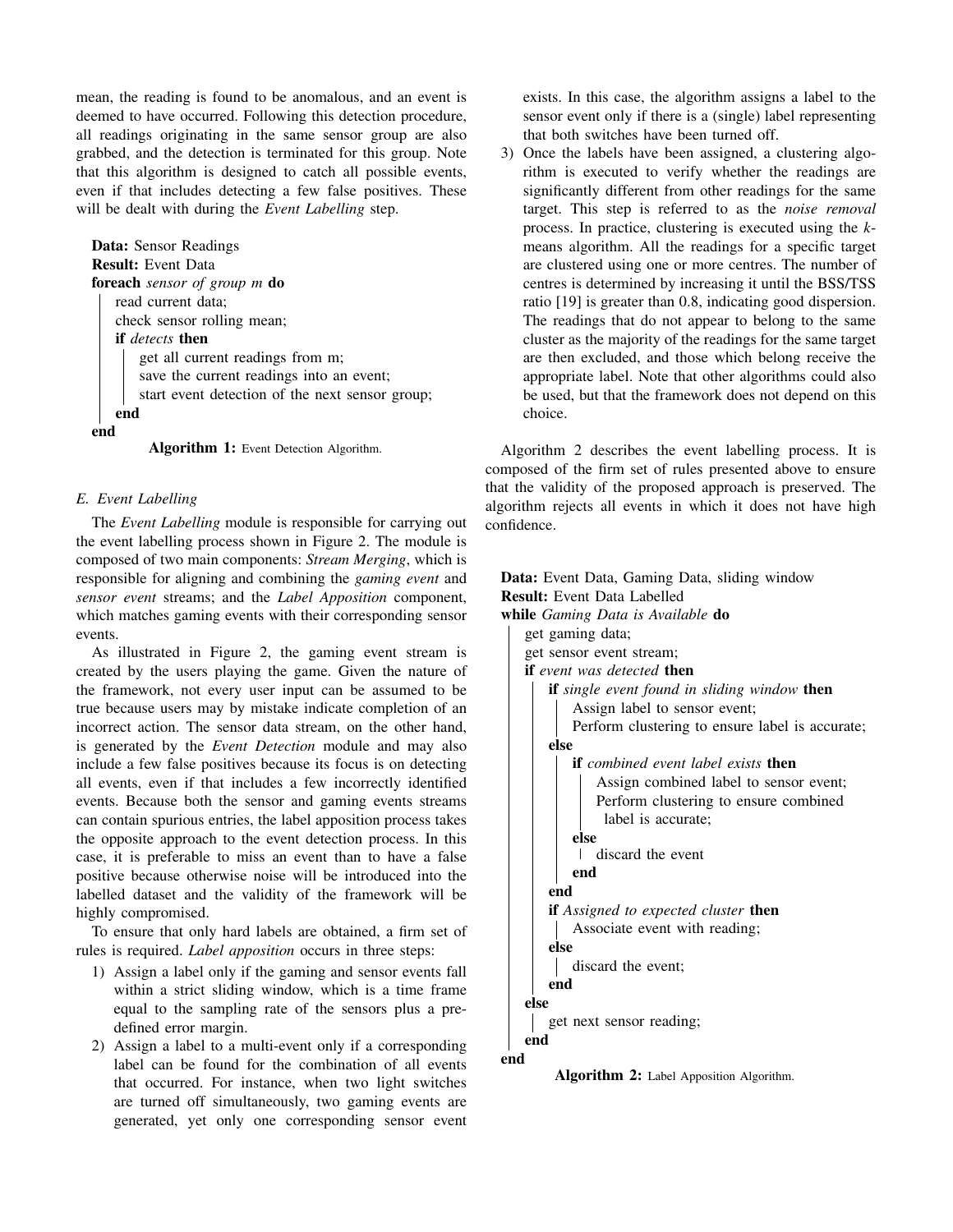mean, the reading is found to be anomalous, and an event is deemed to have occurred. Following this detection procedure, all readings originating in the same sensor group are also grabbed, and the detection is terminated for this group. Note that this algorithm is designed to catch all possible events, even if that includes detecting a few false positives. These will be dealt with during the *Event Labelling* step.

```
Data: Sensor Readings
Result: Event Data
foreach sensor of group m do
    read current data;
    check sensor rolling mean;
    if detects then
        get all current readings from m;
        save the current readings into an event;
        start event detection of the next sensor group;
    end
end
```

**Algorithm 1:** Event Detection Algorithm.

### E. Event Labelling

The *Event Labelling* module is responsible for carrying out the event labelling process shown in Figure 2. The module is composed of two main components: *Stream Merging*, which is responsible for aligning and combining the *gaming event* and *sensor event* streams; and the *Label Apposition* component, which matches gaming events with their corresponding sensor events.

As illustrated in Figure 2, the gaming event stream is created by the users playing the game. Given the nature of the framework, not every user input can be assumed to be true because users may by mistake indicate completion of an incorrect action. The sensor data stream, on the other hand, is generated by the *Event Detection* module and may also include a few false positives because its focus is on detecting all events, even if that includes a few incorrectly identified events. Because both the sensor and gaming events streams can contain spurious entries, the label apposition process takes the opposite approach to the event detection process. In this case, it is preferable to miss an event than to have a false positive because otherwise noise will be introduced into the labelled dataset and the validity of the framework will be highly compromised.

To ensure that only hard labels are obtained, a firm set of rules is required. *Label apposition* occurs in three steps:

1) Assign a label only if the gaming and sensor events fall within a strict sliding window, which is a time frame equal to the sampling rate of the sensors plus a pre-defined error margin.
2) Assign a label to a multi-event only if a corresponding label can be found for the combination of all events that occurred. For instance, when two light switches are turned off simultaneously, two gaming events are generated, yet only one corresponding sensor event exists. In this case, the algorithm assigns a label to the sensor event only if there is a (single) label representing that both switches have been turned off.
3) Once the labels have been assigned, a clustering algorithm is executed to verify whether the readings are significantly different from other readings for the same target. This step is referred to as the *noise removal* process. In practice, clustering is executed using the $k$-means algorithm. All the readings for a specific target are clustered using one or more centres. The number of centres is determined by increasing it until the BSS/TSS ratio [19] is greater than 0.8, indicating good dispersion. The readings that do not appear to belong to the same cluster as the majority of the readings for the same target are then excluded, and those which belong receive the appropriate label. Note that other algorithms could also be used, but that the framework does not depend on this choice.

Algorithm 2 describes the event labelling process. It is composed of the firm set of rules presented above to ensure that the validity of the proposed approach is preserved. The algorithm rejects all events in which it does not have high confidence.

```
Data: Event Data, Gaming Data, sliding window
Result: Event Data Labelled
while Gaming Data is Available do
    get gaming data;
    get sensor event stream;
    if event was detected then
        if single event found in sliding window then
            Assign label to sensor event;
            Perform clustering to ensure label is accurate;
        else
            if combined event label exists then
                Assign combined label to sensor event;
                Perform clustering to ensure combined
                 label is accurate;
            else
                discard the event
            end
        end
        if Assigned to expected cluster then
            Associate event with reading;
        else
            discard the event;
        end
    else
        get next sensor reading;
    end
end
```

**Algorithm 2:** Label Apposition Algorithm.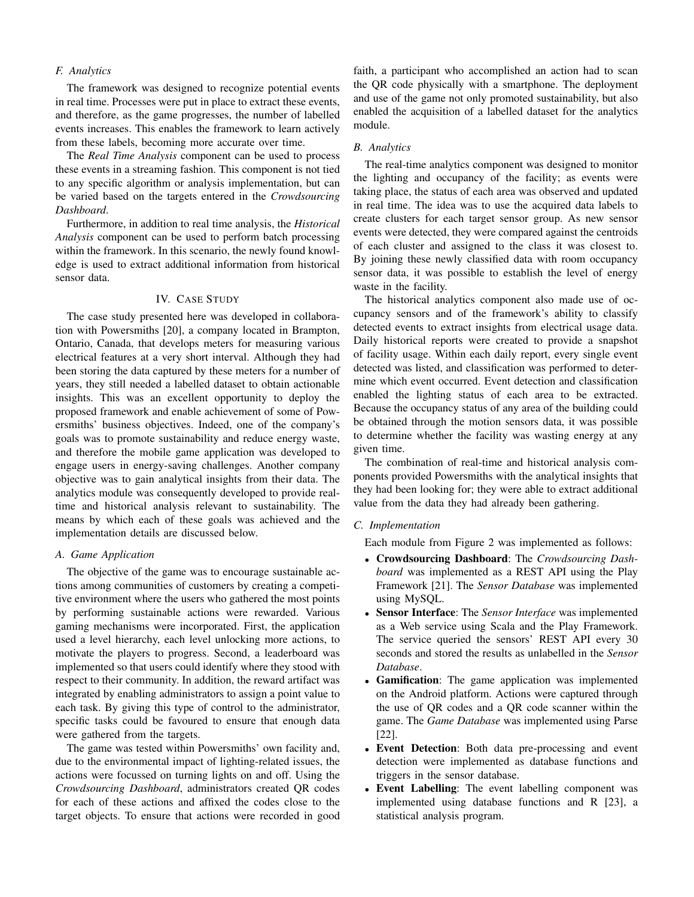### F. Analytics

The framework was designed to recognize potential events in real time. Processes were put in place to extract these events, and therefore, as the game progresses, the number of labelled events increases. This enables the framework to learn actively from these labels, becoming more accurate over time.

The *Real Time Analysis* component can be used to process these events in a streaming fashion. This component is not tied to any specific algorithm or analysis implementation, but can be varied based on the targets entered in the *Crowdsourcing Dashboard*.

Furthermore, in addition to real time analysis, the *Historical Analysis* component can be used to perform batch processing within the framework. In this scenario, the newly found knowledge is used to extract additional information from historical sensor data.

## IV. Case Study

The case study presented here was developed in collaboration with Powersmiths [20], a company located in Brampton, Ontario, Canada, that develops meters for measuring various electrical features at a very short interval. Although they had been storing the data captured by these meters for a number of years, they still needed a labelled dataset to obtain actionable insights. This was an excellent opportunity to deploy the proposed framework and enable achievement of some of Powersmiths' business objectives. Indeed, one of the company's goals was to promote sustainability and reduce energy waste, and therefore the mobile game application was developed to engage users in energy-saving challenges. Another company objective was to gain analytical insights from their data. The analytics module was consequently developed to provide real-time and historical analysis relevant to sustainability. The means by which each of these goals was achieved and the implementation details are discussed below.

### A. Game Application

The objective of the game was to encourage sustainable actions among communities of customers by creating a competitive environment where the users who gathered the most points by performing sustainable actions were rewarded. Various gaming mechanisms were incorporated. First, the application used a level hierarchy, each level unlocking more actions, to motivate the players to progress. Second, a leaderboard was implemented so that users could identify where they stood with respect to their community. In addition, the reward artifact was integrated by enabling administrators to assign a point value to each task. By giving this type of control to the administrator, specific tasks could be favoured to ensure that enough data were gathered from the targets.

The game was tested within Powersmiths' own facility and, due to the environmental impact of lighting-related issues, the actions were focussed on turning lights on and off. Using the *Crowdsourcing Dashboard*, administrators created QR codes for each of these actions and affixed the codes close to the target objects. To ensure that actions were recorded in good faith, a participant who accomplished an action had to scan the QR code physically with a smartphone. The deployment and use of the game not only promoted sustainability, but also enabled the acquisition of a labelled dataset for the analytics module.

### B. Analytics

The real-time analytics component was designed to monitor the lighting and occupancy of the facility; as events were taking place, the status of each area was observed and updated in real time. The idea was to use the acquired data labels to create clusters for each target sensor group. As new sensor events were detected, they were compared against the centroids of each cluster and assigned to the class it was closest to. By joining these newly classified data with room occupancy sensor data, it was possible to establish the level of energy waste in the facility.

The historical analytics component also made use of occupancy sensors and of the framework's ability to classify detected events to extract insights from electrical usage data. Daily historical reports were created to provide a snapshot of facility usage. Within each daily report, every single event detected was listed, and classification was performed to determine which event occurred. Event detection and classification enabled the lighting status of each area to be extracted. Because the occupancy status of any area of the building could be obtained through the motion sensors data, it was possible to determine whether the facility was wasting energy at any given time.

The combination of real-time and historical analysis components provided Powersmiths with the analytical insights that they had been looking for; they were able to extract additional value from the data they had already been gathering.

### C. Implementation

Each module from Figure 2 was implemented as follows:

- **Crowdsourcing Dashboard**: The *Crowdsourcing Dashboard* was implemented as a REST API using the Play Framework [21]. The *Sensor Database* was implemented using MySQL.
- **Sensor Interface**: The *Sensor Interface* was implemented as a Web service using Scala and the Play Framework. The service queried the sensors' REST API every 30 seconds and stored the results as unlabelled in the *Sensor Database*.
- **Gamification**: The game application was implemented on the Android platform. Actions were captured through the use of QR codes and a QR code scanner within the game. The *Game Database* was implemented using Parse [22].
- **Event Detection**: Both data pre-processing and event detection were implemented as database functions and triggers in the sensor database.
- **Event Labelling**: The event labelling component was implemented using database functions and R [23], a statistical analysis program.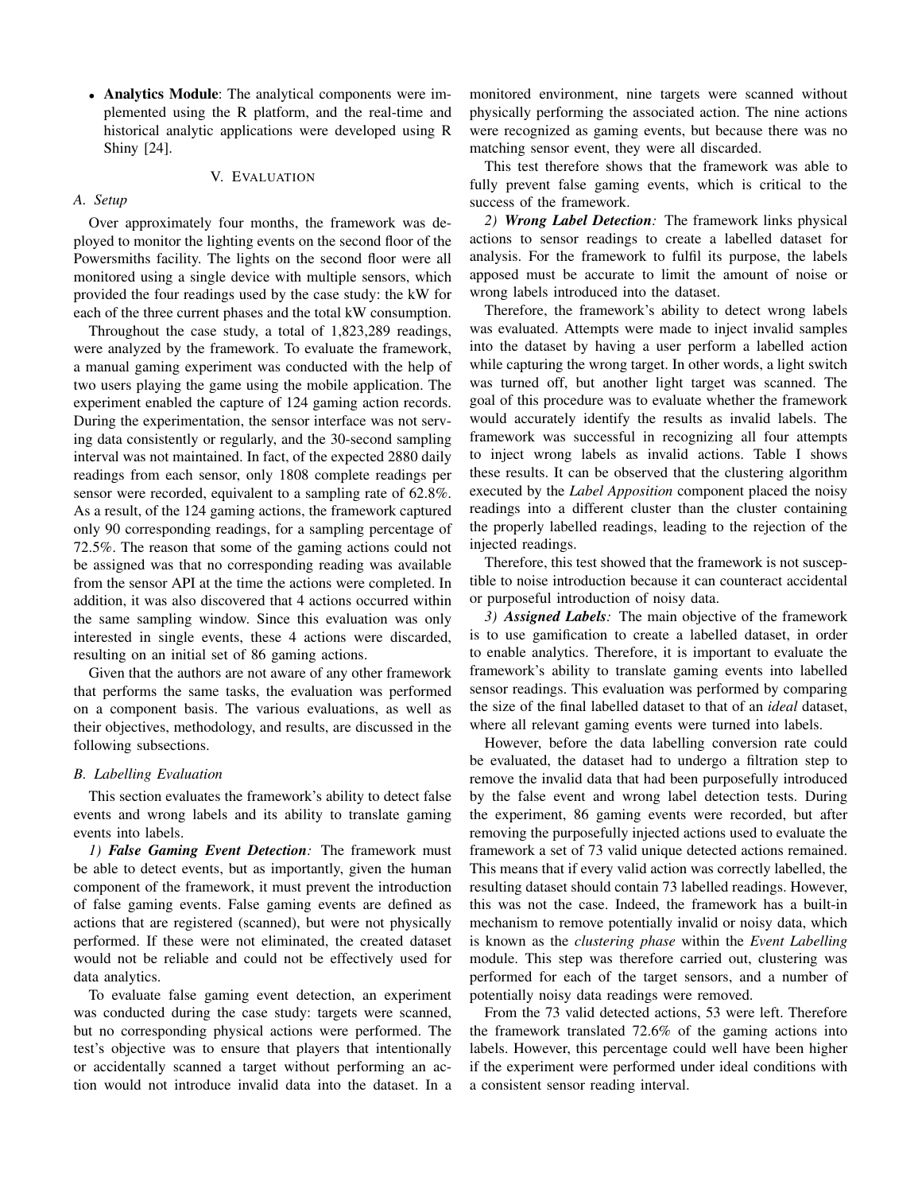- **Analytics Module**: The analytical components were implemented using the R platform, and the real-time and historical analytic applications were developed using R Shiny [24].

## V. Evaluation

### A. Setup

Over approximately four months, the framework was deployed to monitor the lighting events on the second floor of the Powersmiths facility. The lights on the second floor were all monitored using a single device with multiple sensors, which provided the four readings used by the case study: the kW for each of the three current phases and the total kW consumption.

Throughout the case study, a total of 1,823,289 readings, were analyzed by the framework. To evaluate the framework, a manual gaming experiment was conducted with the help of two users playing the game using the mobile application. The experiment enabled the capture of 124 gaming action records. During the experimentation, the sensor interface was not serving data consistently or regularly, and the 30-second sampling interval was not maintained. In fact, of the expected 2880 daily readings from each sensor, only 1808 complete readings per sensor were recorded, equivalent to a sampling rate of 62.8%. As a result, of the 124 gaming actions, the framework captured only 90 corresponding readings, for a sampling percentage of 72.5%. The reason that some of the gaming actions could not be assigned was that no corresponding reading was available from the sensor API at the time the actions were completed. In addition, it was also discovered that 4 actions occurred within the same sampling window. Since this evaluation was only interested in single events, these 4 actions were discarded, resulting on an initial set of 86 gaming actions.

Given that the authors are not aware of any other framework that performs the same tasks, the evaluation was performed on a component basis. The various evaluations, as well as their objectives, methodology, and results, are discussed in the following subsections.

### B. Labelling Evaluation

This section evaluates the framework's ability to detect false events and wrong labels and its ability to translate gaming events into labels.

*1) **False Gaming Event Detection**:* The framework must be able to detect events, but as importantly, given the human component of the framework, it must prevent the introduction of false gaming events. False gaming events are defined as actions that are registered (scanned), but were not physically performed. If these were not eliminated, the created dataset would not be reliable and could not be effectively used for data analytics.

To evaluate false gaming event detection, an experiment was conducted during the case study: targets were scanned, but no corresponding physical actions were performed. The test's objective was to ensure that players that intentionally or accidentally scanned a target without performing an action would not introduce invalid data into the dataset. In a monitored environment, nine targets were scanned without physically performing the associated action. The nine actions were recognized as gaming events, but because there was no matching sensor event, they were all discarded.

This test therefore shows that the framework was able to fully prevent false gaming events, which is critical to the success of the framework.

*2) **Wrong Label Detection**:* The framework links physical actions to sensor readings to create a labelled dataset for analysis. For the framework to fulfil its purpose, the labels apposed must be accurate to limit the amount of noise or wrong labels introduced into the dataset.

Therefore, the framework's ability to detect wrong labels was evaluated. Attempts were made to inject invalid samples into the dataset by having a user perform a labelled action while capturing the wrong target. In other words, a light switch was turned off, but another light target was scanned. The goal of this procedure was to evaluate whether the framework would accurately identify the results as invalid labels. The framework was successful in recognizing all four attempts to inject wrong labels as invalid actions. Table I shows these results. It can be observed that the clustering algorithm executed by the *Label Apposition* component placed the noisy readings into a different cluster than the cluster containing the properly labelled readings, leading to the rejection of the injected readings.

Therefore, this test showed that the framework is not susceptible to noise introduction because it can counteract accidental or purposeful introduction of noisy data.

*3) **Assigned Labels**:* The main objective of the framework is to use gamification to create a labelled dataset, in order to enable analytics. Therefore, it is important to evaluate the framework's ability to translate gaming events into labelled sensor readings. This evaluation was performed by comparing the size of the final labelled dataset to that of an *ideal* dataset, where all relevant gaming events were turned into labels.

However, before the data labelling conversion rate could be evaluated, the dataset had to undergo a filtration step to remove the invalid data that had been purposefully introduced by the false event and wrong label detection tests. During the experiment, 86 gaming events were recorded, but after removing the purposefully injected actions used to evaluate the framework a set of 73 valid unique detected actions remained. This means that if every valid action was correctly labelled, the resulting dataset should contain 73 labelled readings. However, this was not the case. Indeed, the framework has a built-in mechanism to remove potentially invalid or noisy data, which is known as the *clustering phase* within the *Event Labelling* module. This step was therefore carried out, clustering was performed for each of the target sensors, and a number of potentially noisy data readings were removed.

From the 73 valid detected actions, 53 were left. Therefore the framework translated 72.6% of the gaming actions into labels. However, this percentage could well have been higher if the experiment were performed under ideal conditions with a consistent sensor reading interval.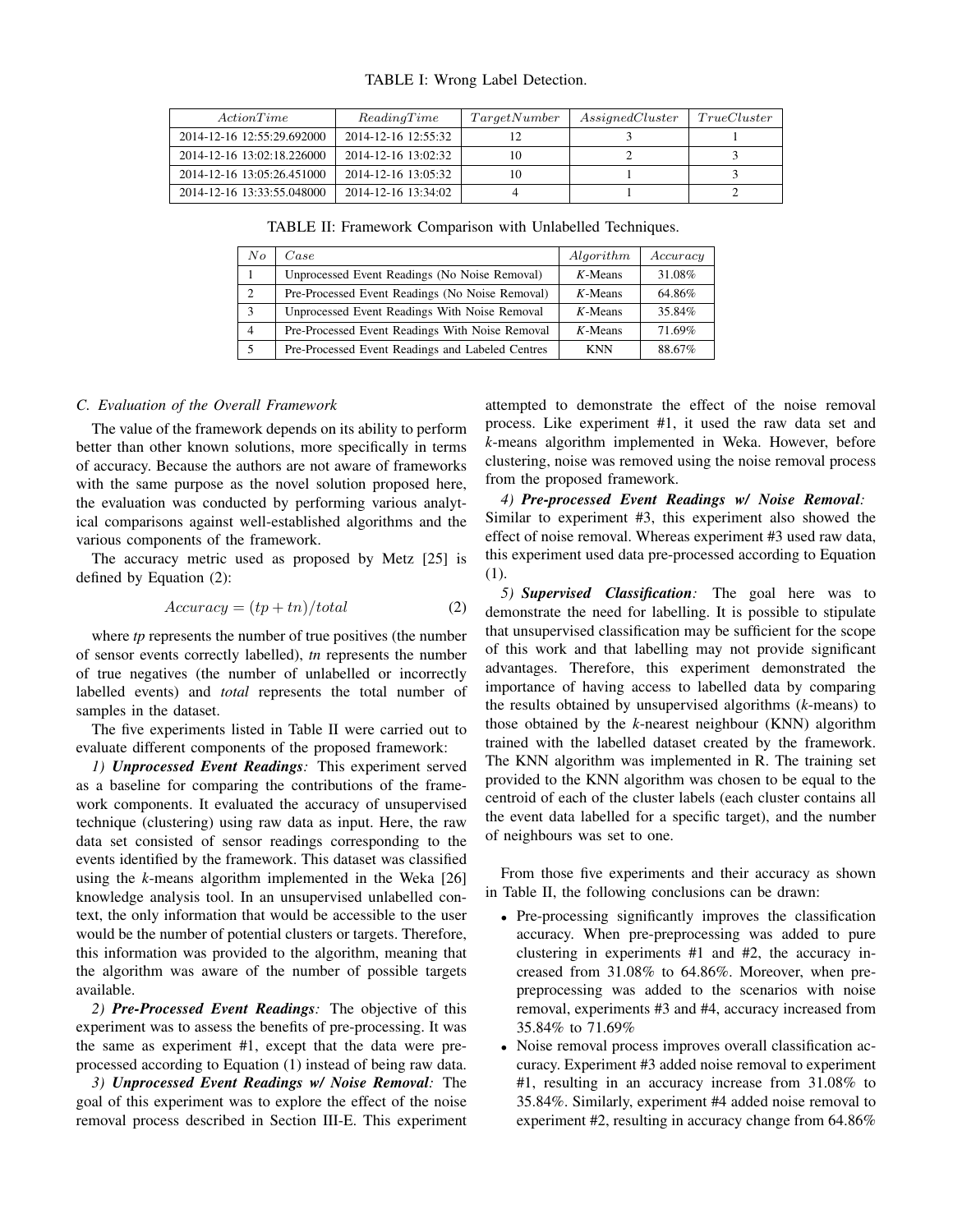TABLE I: Wrong Label Detection.

| $ActionTime$ | $ReadingTime$ | $TargetNumber$ | $AssignedCluster$ | $TrueCluster$ |
|---|---|---|---|---|
| 2014-12-16 12:55:29.692000 | 2014-12-16 12:55:32 | 12 | 3 | 1 |
| 2014-12-16 13:02:18.226000 | 2014-12-16 13:02:32 | 10 | 2 | 3 |
| 2014-12-16 13:05:26.451000 | 2014-12-16 13:05:32 | 10 | 1 | 3 |
| 2014-12-16 13:33:55.048000 | 2014-12-16 13:34:02 | 4 | 1 | 2 |

TABLE II: Framework Comparison with Unlabelled Techniques.

| $No$ | $Case$ | $Algorithm$ | $Accuracy$ |
|---|---|---|---|
| 1 | Unprocessed Event Readings (No Noise Removal) | *K*-Means | 31.08% |
| 2 | Pre-Processed Event Readings (No Noise Removal) | *K*-Means | 64.86% |
| 3 | Unprocessed Event Readings With Noise Removal | *K*-Means | 35.84% |
| 4 | Pre-Processed Event Readings With Noise Removal | *K*-Means | 71.69% |
| 5 | Pre-Processed Event Readings and Labeled Centres | KNN | 88.67% |

### C. Evaluation of the Overall Framework

The value of the framework depends on its ability to perform better than other known solutions, more specifically in terms of accuracy. Because the authors are not aware of frameworks with the same purpose as the novel solution proposed here, the evaluation was conducted by performing various analytical comparisons against well-established algorithms and the various components of the framework.

The accuracy metric used as proposed by Metz [25] is defined by Equation (2):

$$Accuracy = (tp + tn)/total \tag{2}$$

where *tp* represents the number of true positives (the number of sensor events correctly labelled), *tn* represents the number of true negatives (the number of unlabelled or incorrectly labelled events) and *total* represents the total number of samples in the dataset.

The five experiments listed in Table II were carried out to evaluate different components of the proposed framework:

*1)* ***Unprocessed Event Readings****:* This experiment served as a baseline for comparing the contributions of the framework components. It evaluated the accuracy of unsupervised technique (clustering) using raw data as input. Here, the raw data set consisted of sensor readings corresponding to the events identified by the framework. This dataset was classified using the *k*-means algorithm implemented in the Weka [26] knowledge analysis tool. In an unsupervised unlabelled context, the only information that would be accessible to the user would be the number of potential clusters or targets. Therefore, this information was provided to the algorithm, meaning that the algorithm was aware of the number of possible targets available.

*2)* ***Pre-Processed Event Readings****:* The objective of this experiment was to assess the benefits of pre-processing. It was the same as experiment #1, except that the data were pre-processed according to Equation (1) instead of being raw data.

*3)* ***Unprocessed Event Readings w/ Noise Removal****:* The goal of this experiment was to explore the effect of the noise removal process described in Section III-E. This experiment attempted to demonstrate the effect of the noise removal process. Like experiment #1, it used the raw data set and *k*-means algorithm implemented in Weka. However, before clustering, noise was removed using the noise removal process from the proposed framework.

*4)* ***Pre-processed Event Readings w/ Noise Removal****:* Similar to experiment #3, this experiment also showed the effect of noise removal. Whereas experiment #3 used raw data, this experiment used data pre-processed according to Equation (1).

*5)* ***Supervised Classification****:* The goal here was to demonstrate the need for labelling. It is possible to stipulate that unsupervised classification may be sufficient for the scope of this work and that labelling may not provide significant advantages. Therefore, this experiment demonstrated the importance of having access to labelled data by comparing the results obtained by unsupervised algorithms (*k*-means) to those obtained by the *k*-nearest neighbour (KNN) algorithm trained with the labelled dataset created by the framework. The KNN algorithm was implemented in R. The training set provided to the KNN algorithm was chosen to be equal to the centroid of each of the cluster labels (each cluster contains all the event data labelled for a specific target), and the number of neighbours was set to one.

From those five experiments and their accuracy as shown in Table II, the following conclusions can be drawn:

- Pre-processing significantly improves the classification accuracy. When pre-preprocessing was added to pure clustering in experiments #1 and #2, the accuracy increased from 31.08% to 64.86%. Moreover, when pre-preprocessing was added to the scenarios with noise removal, experiments #3 and #4, accuracy increased from 35.84% to 71.69%
- Noise removal process improves overall classification accuracy. Experiment #3 added noise removal to experiment #1, resulting in an accuracy increase from 31.08% to 35.84%. Similarly, experiment #4 added noise removal to experiment #2, resulting in accuracy change from 64.86%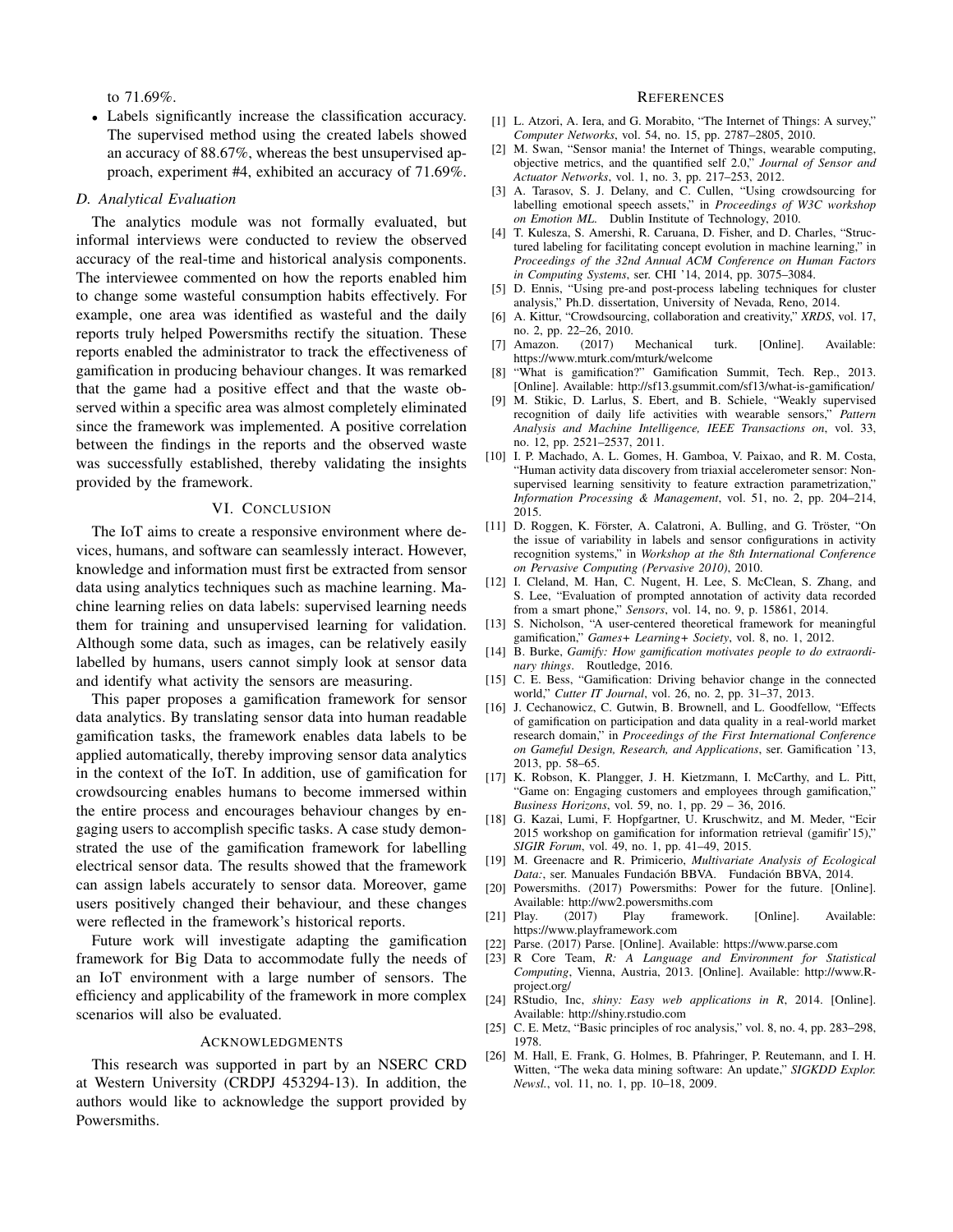to 71.69%.

- Labels significantly increase the classification accuracy. The supervised method using the created labels showed an accuracy of 88.67%, whereas the best unsupervised approach, experiment #4, exhibited an accuracy of 71.69%.

### D. Analytical Evaluation

The analytics module was not formally evaluated, but informal interviews were conducted to review the observed accuracy of the real-time and historical analysis components. The interviewee commented on how the reports enabled him to change some wasteful consumption habits effectively. For example, one area was identified as wasteful and the daily reports truly helped Powersmiths rectify the situation. These reports enabled the administrator to track the effectiveness of gamification in producing behaviour changes. It was remarked that the game had a positive effect and that the waste observed within a specific area was almost completely eliminated since the framework was implemented. A positive correlation between the findings in the reports and the observed waste was successfully established, thereby validating the insights provided by the framework.

## VI. Conclusion

The IoT aims to create a responsive environment where devices, humans, and software can seamlessly interact. However, knowledge and information must first be extracted from sensor data using analytics techniques such as machine learning. Machine learning relies on data labels: supervised learning needs them for training and unsupervised learning for validation. Although some data, such as images, can be relatively easily labelled by humans, users cannot simply look at sensor data and identify what activity the sensors are measuring.

This paper proposes a gamification framework for sensor data analytics. By translating sensor data into human readable gamification tasks, the framework enables data labels to be applied automatically, thereby improving sensor data analytics in the context of the IoT. In addition, use of gamification for crowdsourcing enables humans to become immersed within the entire process and encourages behaviour changes by engaging users to accomplish specific tasks. A case study demonstrated the use of the gamification framework for labelling electrical sensor data. The results showed that the framework can assign labels accurately to sensor data. Moreover, game users positively changed their behaviour, and these changes were reflected in the framework's historical reports.

Future work will investigate adapting the gamification framework for Big Data to accommodate fully the needs of an IoT environment with a large number of sensors. The efficiency and applicability of the framework in more complex scenarios will also be evaluated.

## Acknowledgments

This research was supported in part by an NSERC CRD at Western University (CRDPJ 453294-13). In addition, the authors would like to acknowledge the support provided by Powersmiths.

## References

[1] L. Atzori, A. Iera, and G. Morabito, "The Internet of Things: A survey," *Computer Networks*, vol. 54, no. 15, pp. 2787–2805, 2010.

[2] M. Swan, "Sensor mania! the Internet of Things, wearable computing, objective metrics, and the quantified self 2.0," *Journal of Sensor and Actuator Networks*, vol. 1, no. 3, pp. 217–253, 2012.

[3] A. Tarasov, S. J. Delany, and C. Cullen, "Using crowdsourcing for labelling emotional speech assets," in *Proceedings of W3C workshop on Emotion ML*. Dublin Institute of Technology, 2010.

[4] T. Kulesza, S. Amershi, R. Caruana, D. Fisher, and D. Charles, "Structured labeling for facilitating concept evolution in machine learning," in *Proceedings of the 32nd Annual ACM Conference on Human Factors in Computing Systems*, ser. CHI '14, 2014, pp. 3075–3084.

[5] D. Ennis, "Using pre-and post-process labeling techniques for cluster analysis," Ph.D. dissertation, University of Nevada, Reno, 2014.

[6] A. Kittur, "Crowdsourcing, collaboration and creativity," *XRDS*, vol. 17, no. 2, pp. 22–26, 2010.

[7] Amazon. (2017) Mechanical turk. [Online]. Available: https://www.mturk.com/mturk/welcome

[8] "What is gamification?" Gamification Summit, Tech. Rep., 2013. [Online]. Available: http://sf13.gsummit.com/sf13/what-is-gamification/

[9] M. Stikic, D. Larlus, S. Ebert, and B. Schiele, "Weakly supervised recognition of daily life activities with wearable sensors," *Pattern Analysis and Machine Intelligence, IEEE Transactions on*, vol. 33, no. 12, pp. 2521–2537, 2011.

[10] I. P. Machado, A. L. Gomes, H. Gamboa, V. Paixao, and R. M. Costa, "Human activity data discovery from triaxial accelerometer sensor: Non-supervised learning sensitivity to feature extraction parametrization," *Information Processing & Management*, vol. 51, no. 2, pp. 204–214, 2015.

[11] D. Roggen, K. Förster, A. Calatroni, A. Bulling, and G. Tröster, "On the issue of variability in labels and sensor configurations in activity recognition systems," in *Workshop at the 8th International Conference on Pervasive Computing (Pervasive 2010)*, 2010.

[12] I. Cleland, M. Han, C. Nugent, H. Lee, S. McClean, S. Zhang, and S. Lee, "Evaluation of prompted annotation of activity data recorded from a smart phone," *Sensors*, vol. 14, no. 9, p. 15861, 2014.

[13] S. Nicholson, "A user-centered theoretical framework for meaningful gamification," *Games+ Learning+ Society*, vol. 8, no. 1, 2012.

[14] B. Burke, *Gamify: How gamification motivates people to do extraordinary things*. Routledge, 2016.

[15] C. E. Bess, "Gamification: Driving behavior change in the connected world," *Cutter IT Journal*, vol. 26, no. 2, pp. 31–37, 2013.

[16] J. Cechanowicz, C. Gutwin, B. Brownell, and L. Goodfellow, "Effects of gamification on participation and data quality in a real-world market research domain," in *Proceedings of the First International Conference on Gameful Design, Research, and Applications*, ser. Gamification '13, 2013, pp. 58–65.

[17] K. Robson, K. Plangger, J. H. Kietzmann, I. McCarthy, and L. Pitt, "Game on: Engaging customers and employees through gamification," *Business Horizons*, vol. 59, no. 1, pp. 29 – 36, 2016.

[18] G. Kazai, Lumi, F. Hopfgartner, U. Kruschwitz, and M. Meder, "Ecir 2015 workshop on gamification for information retrieval (gamifir'15)," *SIGIR Forum*, vol. 49, no. 1, pp. 41–49, 2015.

[19] M. Greenacre and R. Primicerio, *Multivariate Analysis of Ecological Data:*, ser. Manuales Fundación BBVA. Fundación BBVA, 2014.

[20] Powersmiths. (2017) Powersmiths: Power for the future. [Online]. Available: http://ww2.powersmiths.com

[21] Play. (2017) Play framework. [Online]. Available: https://www.playframework.com

[22] Parse. (2017) Parse. [Online]. Available: https://www.parse.com

[23] R Core Team, *R: A Language and Environment for Statistical Computing*, Vienna, Austria, 2013. [Online]. Available: http://www.R-project.org/

[24] RStudio, Inc, *shiny: Easy web applications in R*, 2014. [Online]. Available: http://shiny.rstudio.com

[25] C. E. Metz, "Basic principles of roc analysis," vol. 8, no. 4, pp. 283–298, 1978.

[26] M. Hall, E. Frank, G. Holmes, B. Pfahringer, P. Reutemann, and I. H. Witten, "The weka data mining software: An update," *SIGKDD Explor. Newsl.*, vol. 11, no. 1, pp. 10–18, 2009.